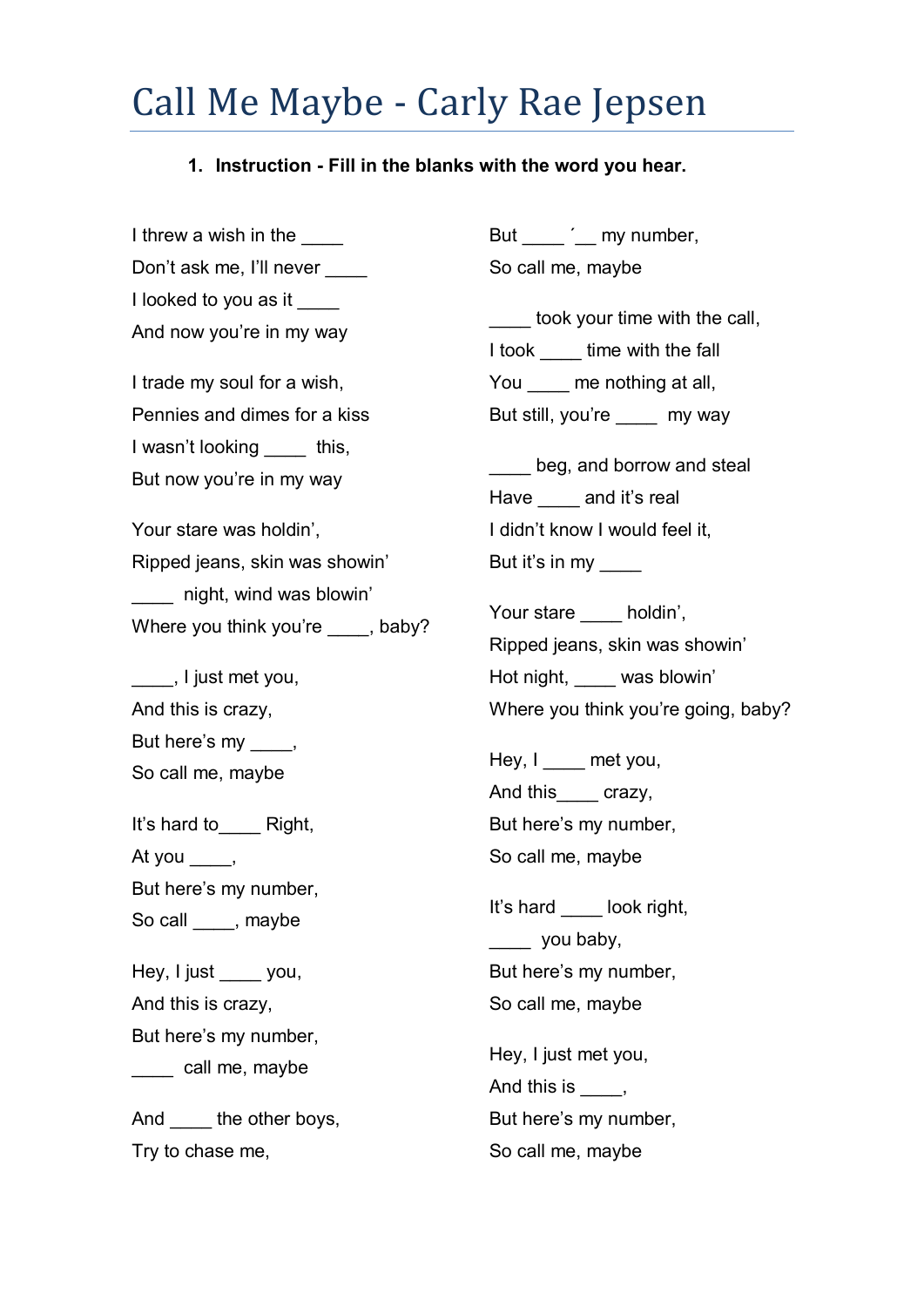# Call Me Maybe - Carly Rae Jepsen

1. **Instruction - Fill in the blanks with the word you hear.**

I threw a wish in the ____
Don't ask me, I'll never ____
I looked to you as it ____
And now you're in my way

I trade my soul for a wish,
Pennies and dimes for a kiss
I wasn't looking ____ this,
But now you're in my way

Your stare was holdin',
Ripped jeans, skin was showin'
____ night, wind was blowin'
Where you think you're ____, baby?

____, I just met you,
And this is crazy,
But here's my ____,
So call me, maybe

It's hard to____ Right,
At you ____,
But here's my number,
So call ____, maybe

Hey, I just ____ you,
And this is crazy,
But here's my number,
____ call me, maybe

And ____ the other boys,
Try to chase me,

But ____ ´__ my number,
So call me, maybe

____ took your time with the call,
I took ____ time with the fall
You ____ me nothing at all,
But still, you're ____ my way

____ beg, and borrow and steal
Have ____ and it's real
I didn't know I would feel it,
But it's in my ____

Your stare ____ holdin',
Ripped jeans, skin was showin'
Hot night, ____ was blowin'
Where you think you're going, baby?

Hey, I ____ met you,
And this____ crazy,
But here's my number,
So call me, maybe

It's hard ____ look right,
____ you baby,
But here's my number,
So call me, maybe

Hey, I just met you,
And this is ____,
But here's my number,
So call me, maybe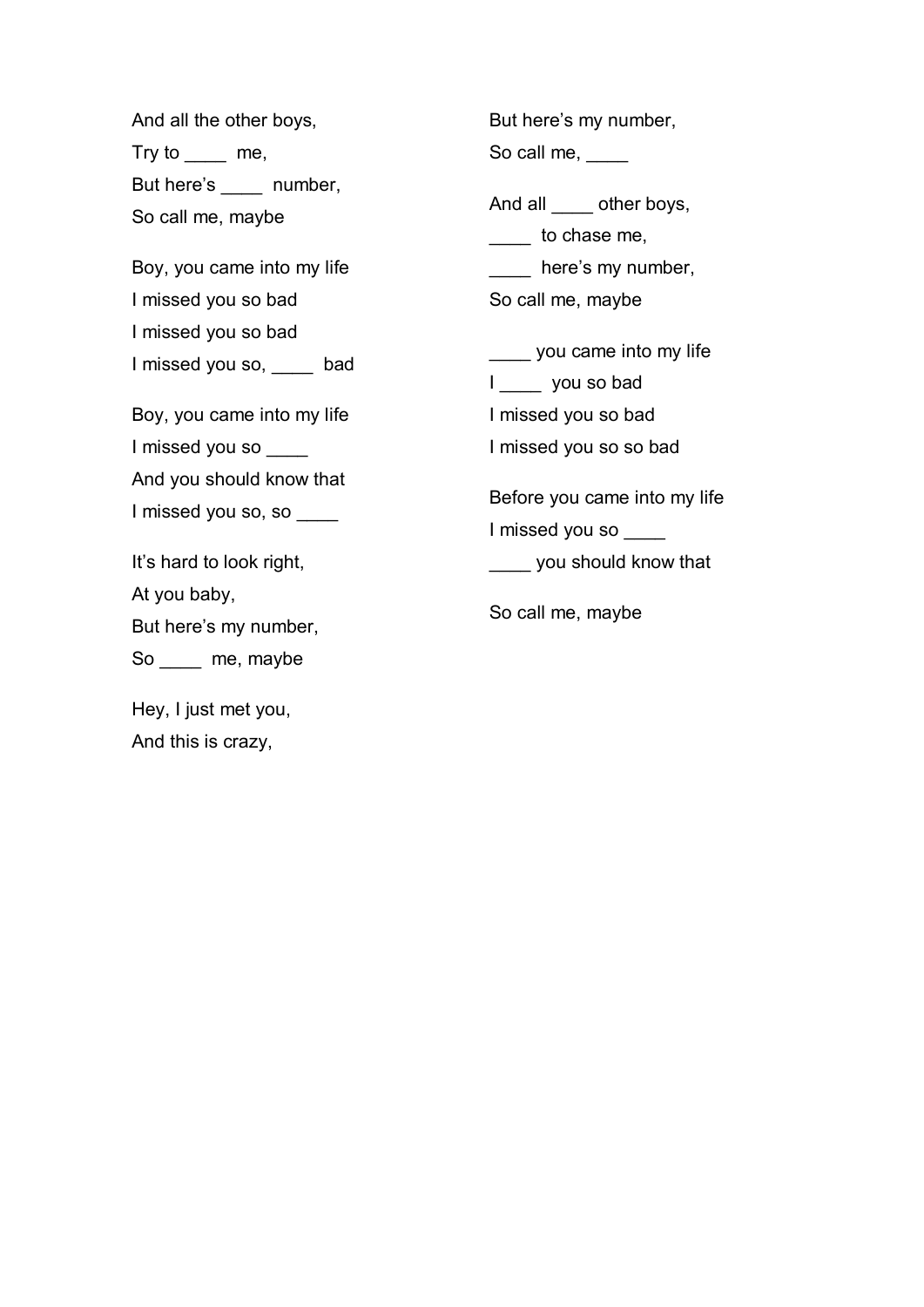And all the other boys,
Try to ____ me,
But here's ____ number,
So call me, maybe

Boy, you came into my life
I missed you so bad
I missed you so bad
I missed you so, ____ bad

Boy, you came into my life
I missed you so ____
And you should know that
I missed you so, so ____

It's hard to look right,
At you baby,
But here's my number,
So ____ me, maybe

Hey, I just met you,
And this is crazy,
But here's my number,
So call me, ____

And all ____ other boys,
____ to chase me,
____ here's my number,
So call me, maybe

____ you came into my life
I ____ you so bad
I missed you so bad
I missed you so so bad

Before you came into my life
I missed you so ____
____ you should know that

So call me, maybe